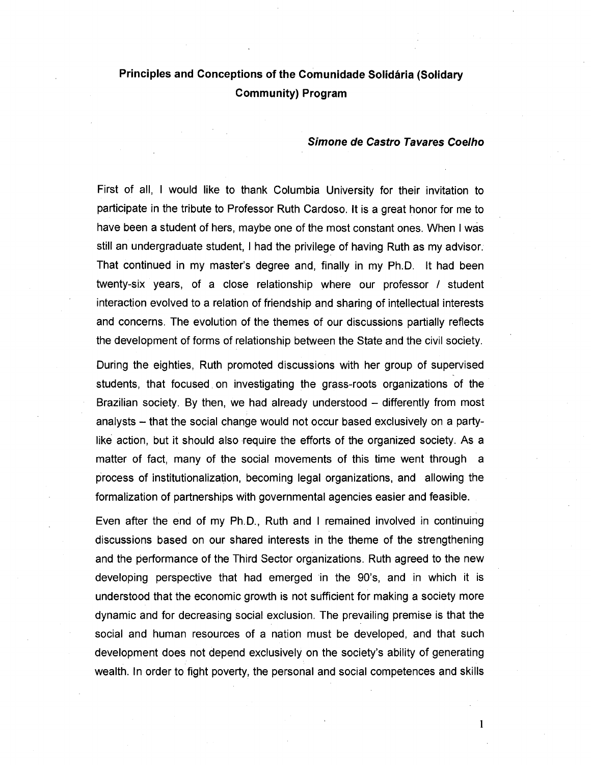# Principles and Conceptions of the Comunidade Solidária (Solidary Community) Program

***Simone de Castro Tavares Coelho***

First of all, I would like to thank Columbia University for their invitation to participate in the tribute to Professor Ruth Cardoso. It is a great honor for me to have been a student of hers, maybe one of the most constant ones. When I was still an undergraduate student, I had the privilege of having Ruth as my advisor. That continued in my master's degree and, finally in my Ph.D. It had been twenty-six years, of a close relationship where our professor / student interaction evolved to a relation of friendship and sharing of intellectual interests and concerns. The evolution of the themes of our discussions partially reflects the development of forms of relationship between the State and the civil society.

During the eighties, Ruth promoted discussions with her group of supervised students, that focused on investigating the grass-roots organizations of the Brazilian society. By then, we had already understood – differently from most analysts – that the social change would not occur based exclusively on a party-like action, but it should also require the efforts of the organized society. As a matter of fact, many of the social movements of this time went through a process of institutionalization, becoming legal organizations, and allowing the formalization of partnerships with governmental agencies easier and feasible.

Even after the end of my Ph.D., Ruth and I remained involved in continuing discussions based on our shared interests in the theme of the strengthening and the performance of the Third Sector organizations. Ruth agreed to the new developing perspective that had emerged in the 90's, and in which it is understood that the economic growth is not sufficient for making a society more dynamic and for decreasing social exclusion. The prevailing premise is that the social and human resources of a nation must be developed, and that such development does not depend exclusively on the society's ability of generating wealth. In order to fight poverty, the personal and social competences and skills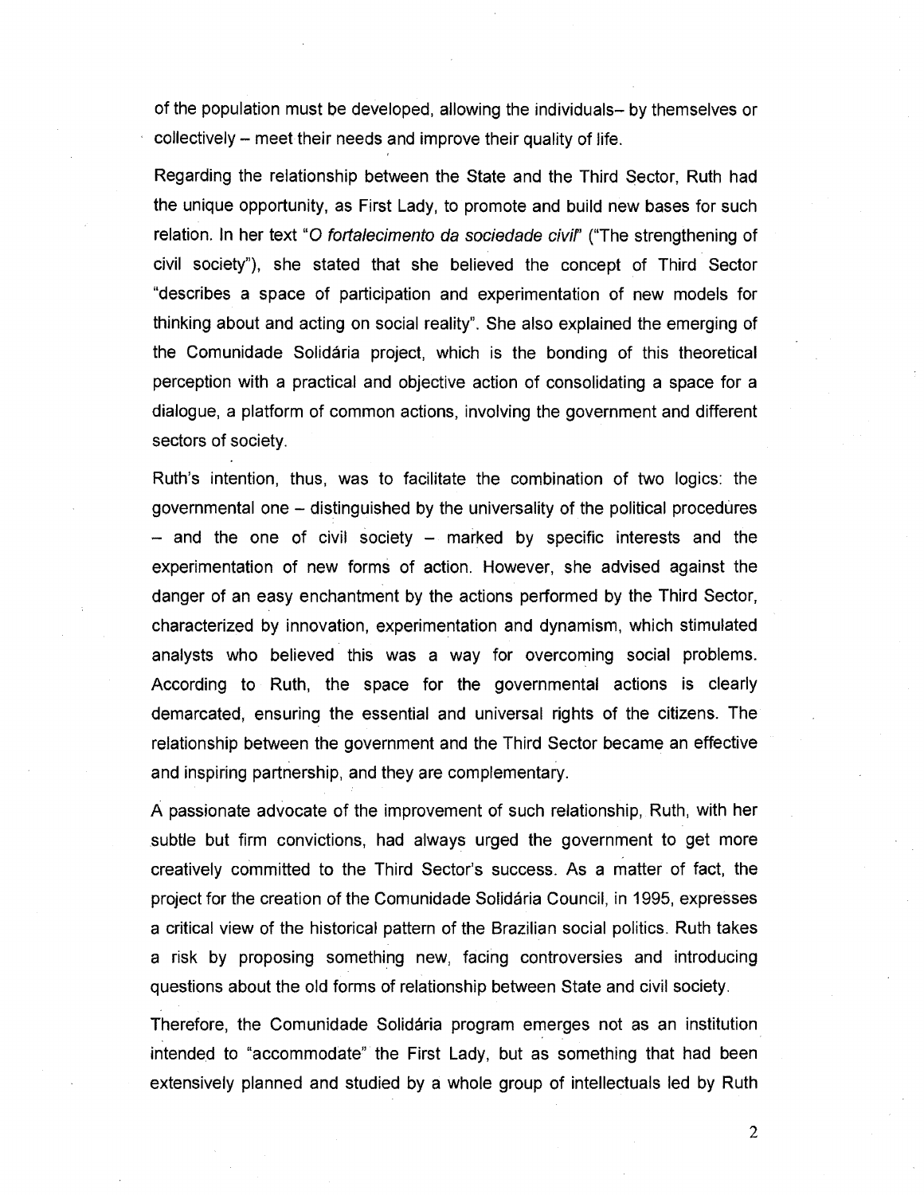of the population must be developed, allowing the individuals– by themselves or collectively – meet their needs and improve their quality of life.

Regarding the relationship between the State and the Third Sector, Ruth had the unique opportunity, as First Lady, to promote and build new bases for such relation. In her text "*O fortalecimento da sociedade civil*" ("The strengthening of civil society"), she stated that she believed the concept of Third Sector "describes a space of participation and experimentation of new models for thinking about and acting on social reality". She also explained the emerging of the Comunidade Solidária project, which is the bonding of this theoretical perception with a practical and objective action of consolidating a space for a dialogue, a platform of common actions, involving the government and different sectors of society.

Ruth's intention, thus, was to facilitate the combination of two logics: the governmental one – distinguished by the universality of the political procedures – and the one of civil society – marked by specific interests and the experimentation of new forms of action. However, she advised against the danger of an easy enchantment by the actions performed by the Third Sector, characterized by innovation, experimentation and dynamism, which stimulated analysts who believed this was a way for overcoming social problems. According to Ruth, the space for the governmental actions is clearly demarcated, ensuring the essential and universal rights of the citizens. The relationship between the government and the Third Sector became an effective and inspiring partnership, and they are complementary.

A passionate advocate of the improvement of such relationship, Ruth, with her subtle but firm convictions, had always urged the government to get more creatively committed to the Third Sector's success. As a matter of fact, the project for the creation of the Comunidade Solidária Council, in 1995, expresses a critical view of the historical pattern of the Brazilian social politics. Ruth takes a risk by proposing something new, facing controversies and introducing questions about the old forms of relationship between State and civil society.

Therefore, the Comunidade Solidária program emerges not as an institution intended to "accommodate" the First Lady, but as something that had been extensively planned and studied by a whole group of intellectuals led by Ruth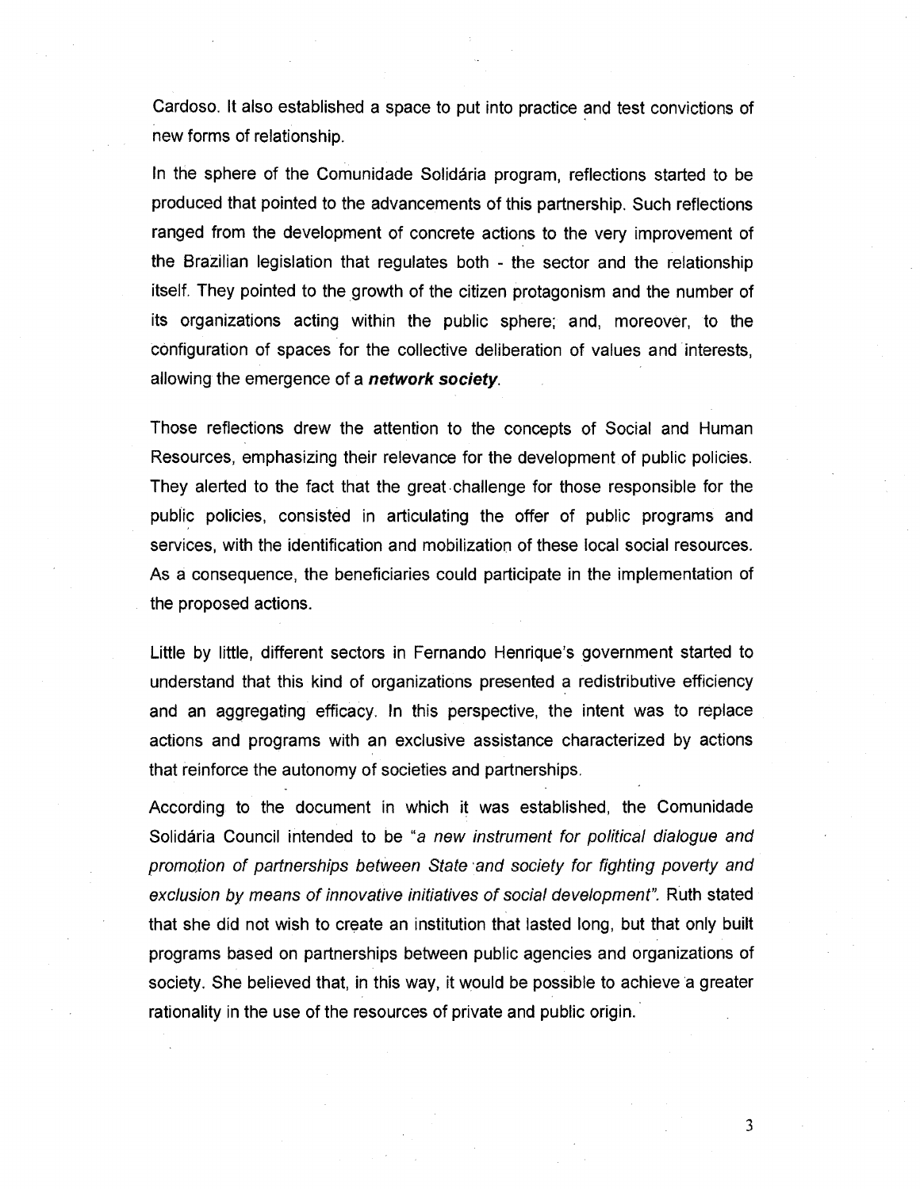Cardoso. It also established a space to put into practice and test convictions of new forms of relationship.

In the sphere of the Comunidade Solidária program, reflections started to be produced that pointed to the advancements of this partnership. Such reflections ranged from the development of concrete actions to the very improvement of the Brazilian legislation that regulates both - the sector and the relationship itself. They pointed to the growth of the citizen protagonism and the number of its organizations acting within the public sphere; and, moreover, to the configuration of spaces for the collective deliberation of values and interests, allowing the emergence of a ***network society***.

Those reflections drew the attention to the concepts of Social and Human Resources, emphasizing their relevance for the development of public policies. They alerted to the fact that the great challenge for those responsible for the public policies, consisted in articulating the offer of public programs and services, with the identification and mobilization of these local social resources. As a consequence, the beneficiaries could participate in the implementation of the proposed actions.

Little by little, different sectors in Fernando Henrique's government started to understand that this kind of organizations presented a redistributive efficiency and an aggregating efficacy. In this perspective, the intent was to replace actions and programs with an exclusive assistance characterized by actions that reinforce the autonomy of societies and partnerships.

According to the document in which it was established, the Comunidade Solidária Council intended to be *"a new instrument for political dialogue and promotion of partnerships between State and society for fighting poverty and exclusion by means of innovative initiatives of social development"*. Ruth stated that she did not wish to create an institution that lasted long, but that only built programs based on partnerships between public agencies and organizations of society. She believed that, in this way, it would be possible to achieve a greater rationality in the use of the resources of private and public origin.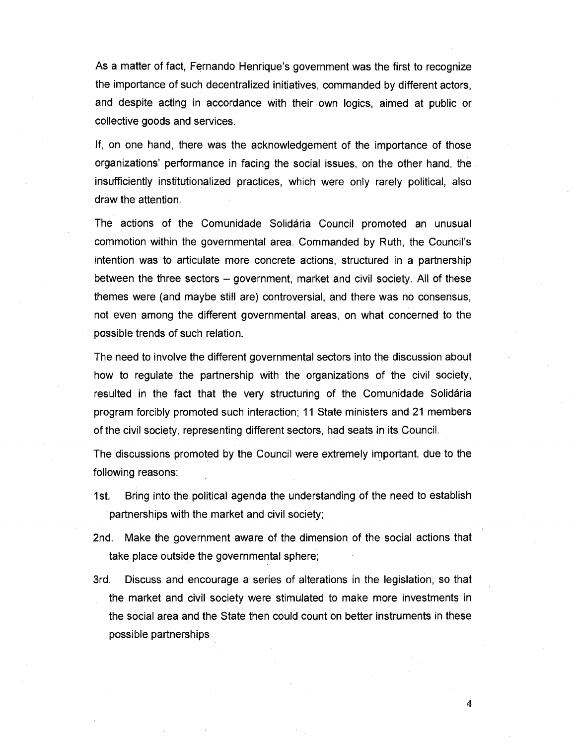As a matter of fact, Fernando Henrique's government was the first to recognize the importance of such decentralized initiatives, commanded by different actors, and despite acting in accordance with their own logics, aimed at public or collective goods and services.

If, on one hand, there was the acknowledgement of the importance of those organizations' performance in facing the social issues, on the other hand, the insufficiently institutionalized practices, which were only rarely political, also draw the attention.

The actions of the Comunidade Solidária Council promoted an unusual commotion within the governmental area. Commanded by Ruth, the Council's intention was to articulate more concrete actions, structured in a partnership between the three sectors – government, market and civil society. All of these themes were (and maybe still are) controversial, and there was no consensus, not even among the different governmental areas, on what concerned to the possible trends of such relation.

The need to involve the different governmental sectors into the discussion about how to regulate the partnership with the organizations of the civil society, resulted in the fact that the very structuring of the Comunidade Solidária program forcibly promoted such interaction; 11 State ministers and 21 members of the civil society, representing different sectors, had seats in its Council.

The discussions promoted by the Council were extremely important, due to the following reasons:

1st. Bring into the political agenda the understanding of the need to establish partnerships with the market and civil society;

2nd. Make the government aware of the dimension of the social actions that take place outside the governmental sphere;

3rd. Discuss and encourage a series of alterations in the legislation, so that the market and civil society were stimulated to make more investments in the social area and the State then could count on better instruments in these possible partnerships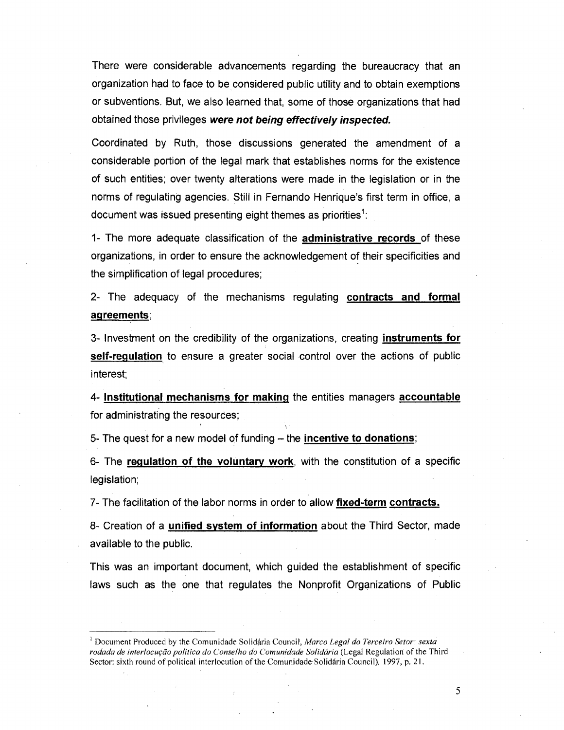There were considerable advancements regarding the bureaucracy that an organization had to face to be considered public utility and to obtain exemptions or subventions. But, we also learned that, some of those organizations that had obtained those privileges ***were not being effectively inspected.***

Coordinated by Ruth, those discussions generated the amendment of a considerable portion of the legal mark that establishes norms for the existence of such entities; over twenty alterations were made in the legislation or in the norms of regulating agencies. Still in Fernando Henrique's first term in office, a document was issued presenting eight themes as priorities[1]:

1- The more adequate classification of the **administrative records** of these organizations, in order to ensure the acknowledgement of their specificities and the simplification of legal procedures;

2- The adequacy of the mechanisms regulating **contracts and formal agreements**;

3- Investment on the credibility of the organizations, creating **instruments for self-regulation** to ensure a greater social control over the actions of public interest;

4- **Institutional mechanisms for making** the entities managers **accountable** for administrating the resources;

5- The quest for a new model of funding – the **incentive to donations**;

6- The **regulation of the voluntary work**, with the constitution of a specific legislation;

7- The facilitation of the labor norms in order to allow **fixed-term contracts.**

8- Creation of a **unified system of information** about the Third Sector, made available to the public.

This was an important document, which guided the establishment of specific laws such as the one that regulates the Nonprofit Organizations of Public

---

[1] Document Produced by the Comunidade Solidária Council, *Marco Legal do Terceiro Setor: sexta rodada de interlocução política do Conselho do Comunidade Solidária* (Legal Regulation of the Third Sector: sixth round of political interlocution of the Comunidade Solidária Council), 1997, p. 21.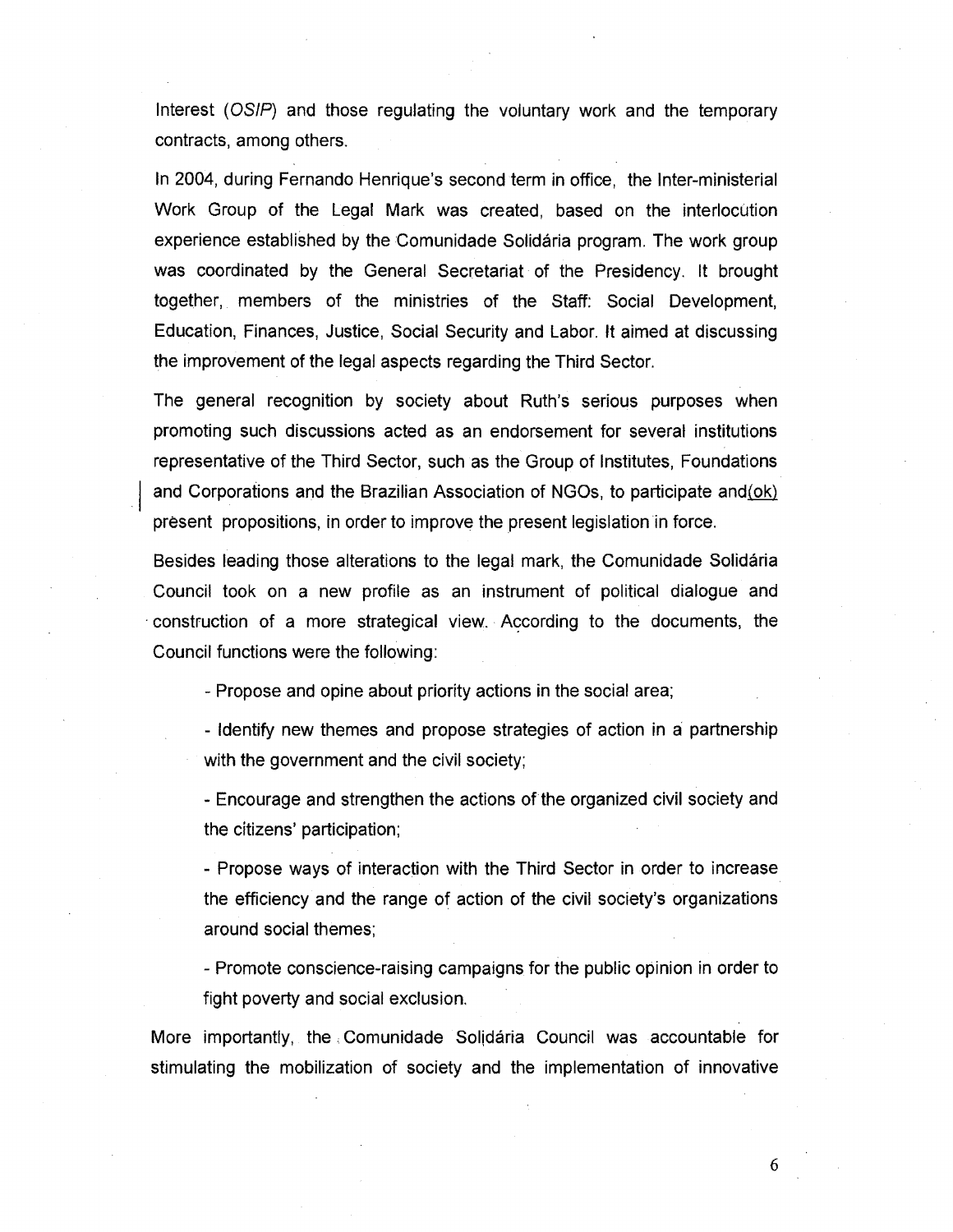Interest (*OSIP*) and those regulating the voluntary work and the temporary contracts, among others.

In 2004, during Fernando Henrique's second term in office, the Inter-ministerial Work Group of the Legal Mark was created, based on the interlocution experience established by the Comunidade Solidária program. The work group was coordinated by the General Secretariat of the Presidency. It brought together, members of the ministries of the Staff: Social Development, Education, Finances, Justice, Social Security and Labor. It aimed at discussing the improvement of the legal aspects regarding the Third Sector.

The general recognition by society about Ruth's serious purposes when promoting such discussions acted as an endorsement for several institutions representative of the Third Sector, such as the Group of Institutes, Foundations and Corporations and the Brazilian Association of NGOs, to participate and(ok) present propositions, in order to improve the present legislation in force.

Besides leading those alterations to the legal mark, the Comunidade Solidária Council took on a new profile as an instrument of political dialogue and construction of a more strategical view. According to the documents, the Council functions were the following:

- Propose and opine about priority actions in the social area;
- Identify new themes and propose strategies of action in a partnership with the government and the civil society;
- Encourage and strengthen the actions of the organized civil society and the citizens' participation;
- Propose ways of interaction with the Third Sector in order to increase the efficiency and the range of action of the civil society's organizations around social themes;
- Promote conscience-raising campaigns for the public opinion in order to fight poverty and social exclusion.

More importantly, the Comunidade Solidária Council was accountable for stimulating the mobilization of society and the implementation of innovative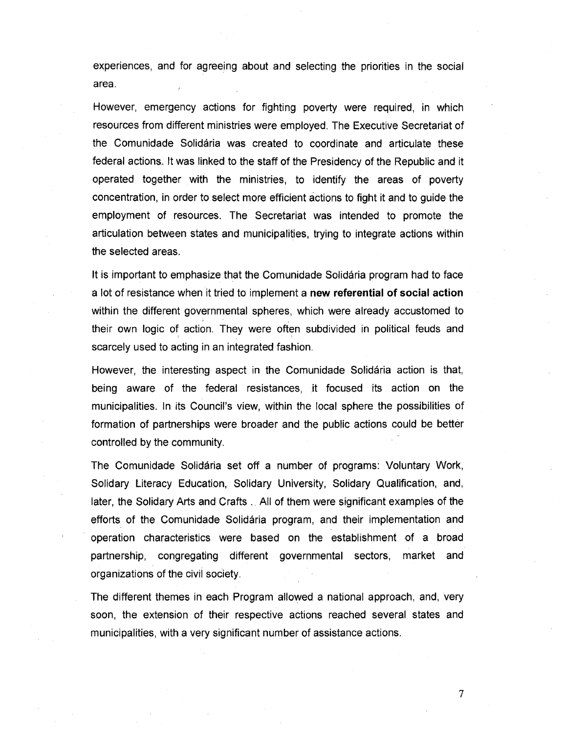experiences, and for agreeing about and selecting the priorities in the social area.

However, emergency actions for fighting poverty were required, in which resources from different ministries were employed. The Executive Secretariat of the Comunidade Solidária was created to coordinate and articulate these federal actions. It was linked to the staff of the Presidency of the Republic and it operated together with the ministries, to identify the areas of poverty concentration, in order to select more efficient actions to fight it and to guide the employment of resources. The Secretariat was intended to promote the articulation between states and municipalities, trying to integrate actions within the selected areas.

It is important to emphasize that the Comunidade Solidária program had to face a lot of resistance when it tried to implement a **new referential of social action** within the different governmental spheres, which were already accustomed to their own logic of action. They were often subdivided in political feuds and scarcely used to acting in an integrated fashion.

However, the interesting aspect in the Comunidade Solidária action is that, being aware of the federal resistances, it focused its action on the municipalities. In its Council's view, within the local sphere the possibilities of formation of partnerships were broader and the public actions could be better controlled by the community.

The Comunidade Solidária set off a number of programs: Voluntary Work, Solidary Literacy Education, Solidary University, Solidary Qualification, and, later, the Solidary Arts and Crafts . All of them were significant examples of the efforts of the Comunidade Solidária program, and their implementation and operation characteristics were based on the establishment of a broad partnership, congregating different governmental sectors, market and organizations of the civil society.

The different themes in each Program allowed a national approach, and, very soon, the extension of their respective actions reached several states and municipalities, with a very significant number of assistance actions.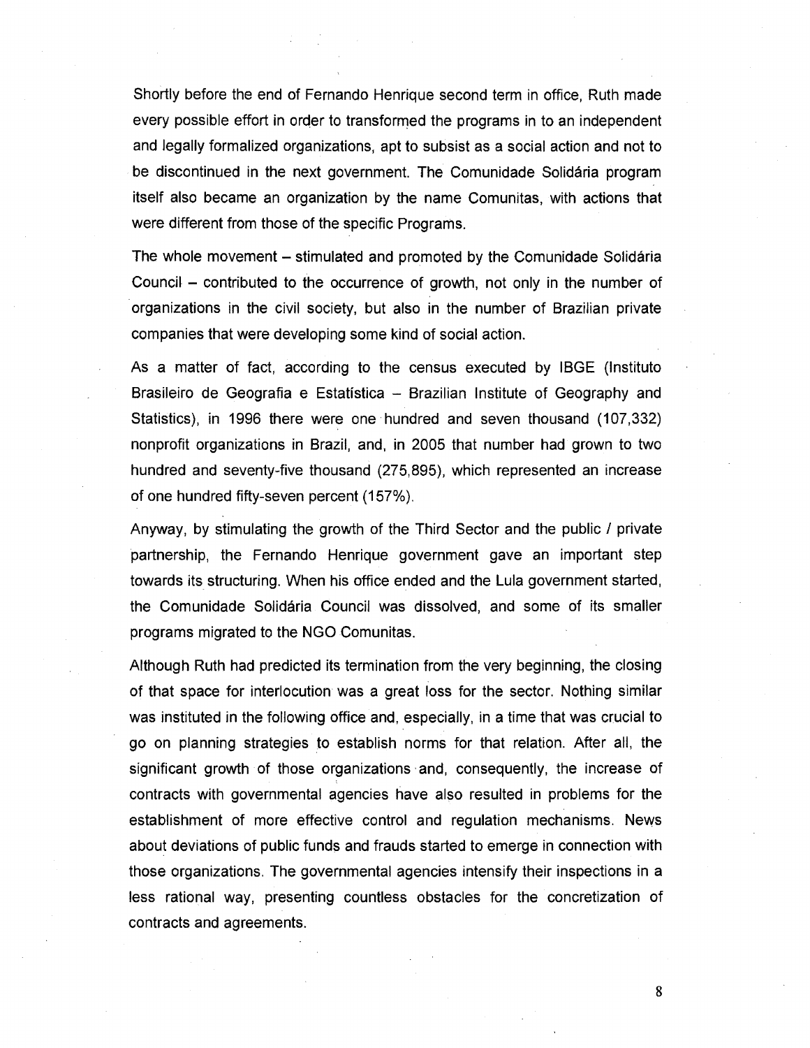Shortly before the end of Fernando Henrique second term in office, Ruth made every possible effort in order to transformed the programs in to an independent and legally formalized organizations, apt to subsist as a social action and not to be discontinued in the next government. The Comunidade Solidária program itself also became an organization by the name Comunitas, with actions that were different from those of the specific Programs.

The whole movement – stimulated and promoted by the Comunidade Solidária Council – contributed to the occurrence of growth, not only in the number of organizations in the civil society, but also in the number of Brazilian private companies that were developing some kind of social action.

As a matter of fact, according to the census executed by IBGE (Instituto Brasileiro de Geografia e Estatística – Brazilian Institute of Geography and Statistics), in 1996 there were one hundred and seven thousand (107,332) nonprofit organizations in Brazil, and, in 2005 that number had grown to two hundred and seventy-five thousand (275,895), which represented an increase of one hundred fifty-seven percent (157%).

Anyway, by stimulating the growth of the Third Sector and the public / private partnership, the Fernando Henrique government gave an important step towards its structuring. When his office ended and the Lula government started, the Comunidade Solidária Council was dissolved, and some of its smaller programs migrated to the NGO Comunitas.

Although Ruth had predicted its termination from the very beginning, the closing of that space for interlocution was a great loss for the sector. Nothing similar was instituted in the following office and, especially, in a time that was crucial to go on planning strategies to establish norms for that relation. After all, the significant growth of those organizations and, consequently, the increase of contracts with governmental agencies have also resulted in problems for the establishment of more effective control and regulation mechanisms. News about deviations of public funds and frauds started to emerge in connection with those organizations. The governmental agencies intensify their inspections in a less rational way, presenting countless obstacles for the concretization of contracts and agreements.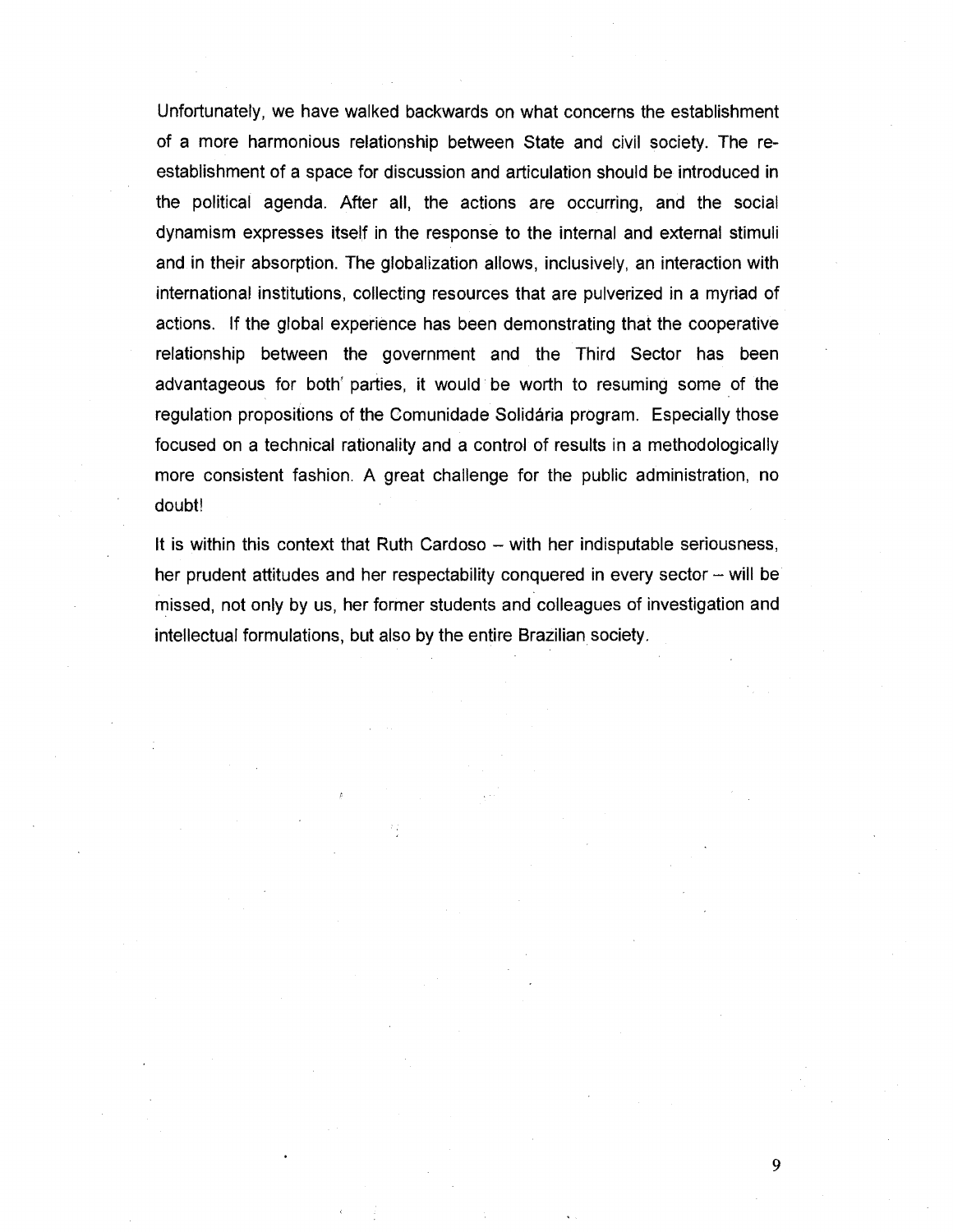Unfortunately, we have walked backwards on what concerns the establishment of a more harmonious relationship between State and civil society. The re-establishment of a space for discussion and articulation should be introduced in the political agenda. After all, the actions are occurring, and the social dynamism expresses itself in the response to the internal and external stimuli and in their absorption. The globalization allows, inclusively, an interaction with international institutions, collecting resources that are pulverized in a myriad of actions. If the global experience has been demonstrating that the cooperative relationship between the government and the Third Sector has been advantageous for both parties, it would be worth to resuming some of the regulation propositions of the Comunidade Solidária program. Especially those focused on a technical rationality and a control of results in a methodologically more consistent fashion. A great challenge for the public administration, no doubt!

It is within this context that Ruth Cardoso – with her indisputable seriousness, her prudent attitudes and her respectability conquered in every sector – will be missed, not only by us, her former students and colleagues of investigation and intellectual formulations, but also by the entire Brazilian society.